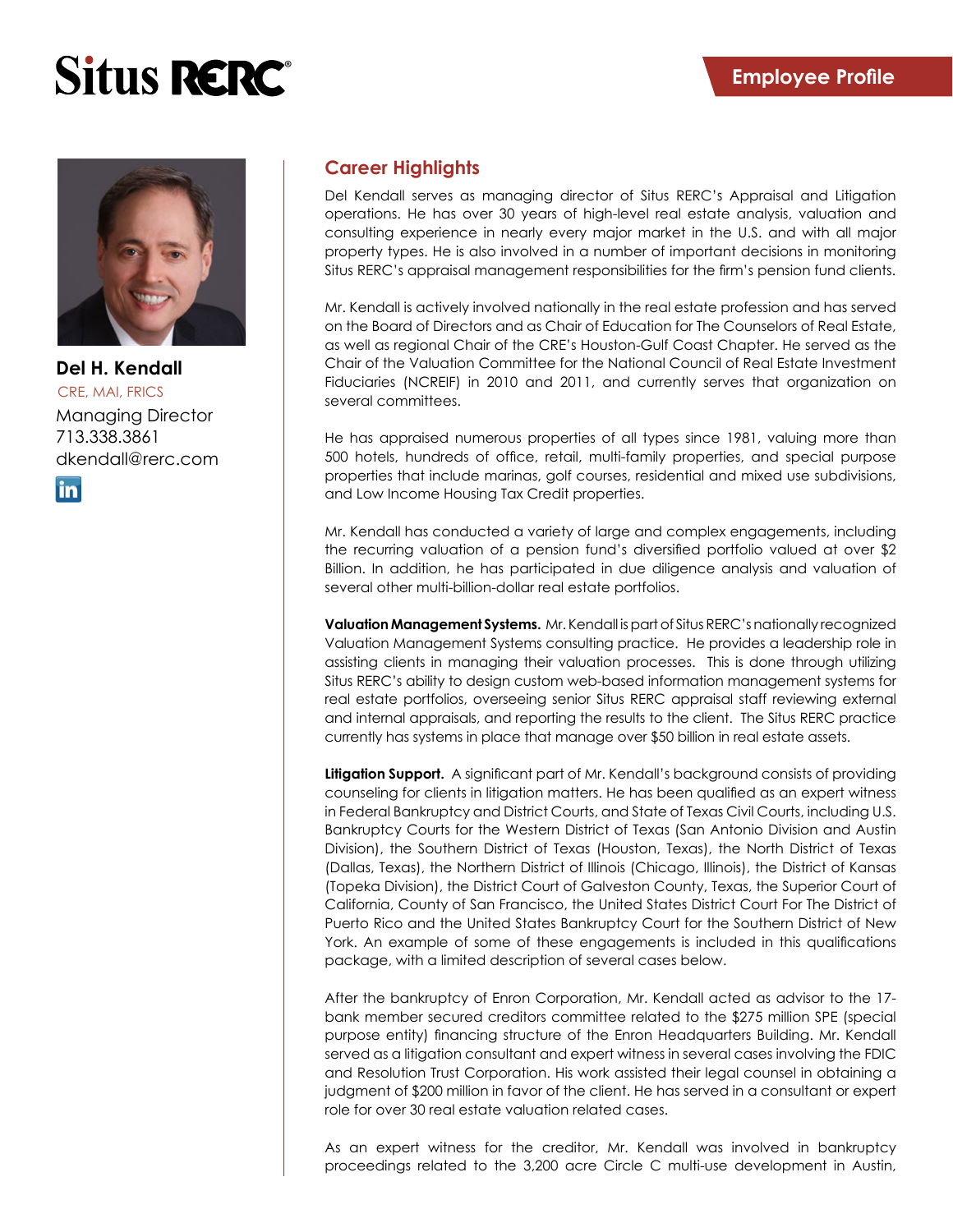Situs RERC

Employee Profile

**Del H. Kendall**

CRE, MAI, FRICS

Managing Director
713.338.3861
dkendall@rerc.com

## Career Highlights

Del Kendall serves as managing director of Situs RERC's Appraisal and Litigation operations. He has over 30 years of high-level real estate analysis, valuation and consulting experience in nearly every major market in the U.S. and with all major property types. He is also involved in a number of important decisions in monitoring Situs RERC's appraisal management responsibilities for the firm's pension fund clients.

Mr. Kendall is actively involved nationally in the real estate profession and has served on the Board of Directors and as Chair of Education for The Counselors of Real Estate, as well as regional Chair of the CRE's Houston-Gulf Coast Chapter. He served as the Chair of the Valuation Committee for the National Council of Real Estate Investment Fiduciaries (NCREIF) in 2010 and 2011, and currently serves that organization on several committees.

He has appraised numerous properties of all types since 1981, valuing more than 500 hotels, hundreds of office, retail, multi-family properties, and special purpose properties that include marinas, golf courses, residential and mixed use subdivisions, and Low Income Housing Tax Credit properties.

Mr. Kendall has conducted a variety of large and complex engagements, including the recurring valuation of a pension fund's diversified portfolio valued at over $2 Billion. In addition, he has participated in due diligence analysis and valuation of several other multi-billion-dollar real estate portfolios.

**Valuation Management Systems.** Mr. Kendall is part of Situs RERC's nationally recognized Valuation Management Systems consulting practice. He provides a leadership role in assisting clients in managing their valuation processes. This is done through utilizing Situs RERC's ability to design custom web-based information management systems for real estate portfolios, overseeing senior Situs RERC appraisal staff reviewing external and internal appraisals, and reporting the results to the client. The Situs RERC practice currently has systems in place that manage over $50 billion in real estate assets.

**Litigation Support.** A significant part of Mr. Kendall's background consists of providing counseling for clients in litigation matters. He has been qualified as an expert witness in Federal Bankruptcy and District Courts, and State of Texas Civil Courts, including U.S. Bankruptcy Courts for the Western District of Texas (San Antonio Division and Austin Division), the Southern District of Texas (Houston, Texas), the North District of Texas (Dallas, Texas), the Northern District of Illinois (Chicago, Illinois), the District of Kansas (Topeka Division), the District Court of Galveston County, Texas, the Superior Court of California, County of San Francisco, the United States District Court For The District of Puerto Rico and the United States Bankruptcy Court for the Southern District of New York. An example of some of these engagements is included in this qualifications package, with a limited description of several cases below.

After the bankruptcy of Enron Corporation, Mr. Kendall acted as advisor to the 17-bank member secured creditors committee related to the $275 million SPE (special purpose entity) financing structure of the Enron Headquarters Building. Mr. Kendall served as a litigation consultant and expert witness in several cases involving the FDIC and Resolution Trust Corporation. His work assisted their legal counsel in obtaining a judgment of $200 million in favor of the client. He has served in a consultant or expert role for over 30 real estate valuation related cases.

As an expert witness for the creditor, Mr. Kendall was involved in bankruptcy proceedings related to the 3,200 acre Circle C multi-use development in Austin,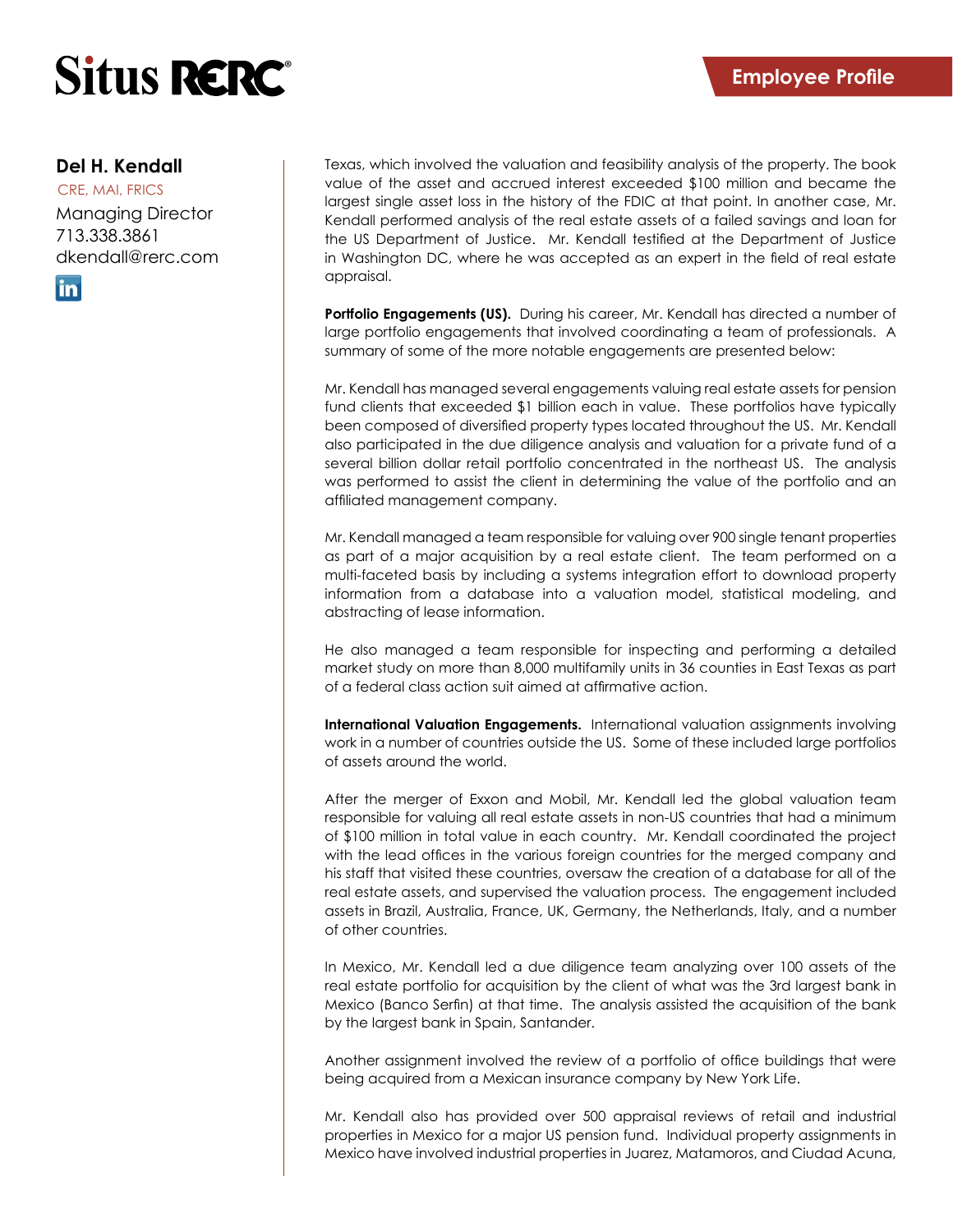**Del H. Kendall**

CRE, MAI, FRICS

Managing Director

713.338.3861

dkendall@rerc.com

Texas, which involved the valuation and feasibility analysis of the property. The book value of the asset and accrued interest exceeded $100 million and became the largest single asset loss in the history of the FDIC at that point. In another case, Mr. Kendall performed analysis of the real estate assets of a failed savings and loan for the US Department of Justice. Mr. Kendall testified at the Department of Justice in Washington DC, where he was accepted as an expert in the field of real estate appraisal.

**Portfolio Engagements (US).** During his career, Mr. Kendall has directed a number of large portfolio engagements that involved coordinating a team of professionals. A summary of some of the more notable engagements are presented below:

Mr. Kendall has managed several engagements valuing real estate assets for pension fund clients that exceeded $1 billion each in value. These portfolios have typically been composed of diversified property types located throughout the US. Mr. Kendall also participated in the due diligence analysis and valuation for a private fund of a several billion dollar retail portfolio concentrated in the northeast US. The analysis was performed to assist the client in determining the value of the portfolio and an affiliated management company.

Mr. Kendall managed a team responsible for valuing over 900 single tenant properties as part of a major acquisition by a real estate client. The team performed on a multi-faceted basis by including a systems integration effort to download property information from a database into a valuation model, statistical modeling, and abstracting of lease information.

He also managed a team responsible for inspecting and performing a detailed market study on more than 8,000 multifamily units in 36 counties in East Texas as part of a federal class action suit aimed at affirmative action.

**International Valuation Engagements.** International valuation assignments involving work in a number of countries outside the US. Some of these included large portfolios of assets around the world.

After the merger of Exxon and Mobil, Mr. Kendall led the global valuation team responsible for valuing all real estate assets in non-US countries that had a minimum of $100 million in total value in each country. Mr. Kendall coordinated the project with the lead offices in the various foreign countries for the merged company and his staff that visited these countries, oversaw the creation of a database for all of the real estate assets, and supervised the valuation process. The engagement included assets in Brazil, Australia, France, UK, Germany, the Netherlands, Italy, and a number of other countries.

In Mexico, Mr. Kendall led a due diligence team analyzing over 100 assets of the real estate portfolio for acquisition by the client of what was the 3rd largest bank in Mexico (Banco Serfin) at that time. The analysis assisted the acquisition of the bank by the largest bank in Spain, Santander.

Another assignment involved the review of a portfolio of office buildings that were being acquired from a Mexican insurance company by New York Life.

Mr. Kendall also has provided over 500 appraisal reviews of retail and industrial properties in Mexico for a major US pension fund. Individual property assignments in Mexico have involved industrial properties in Juarez, Matamoros, and Ciudad Acuna,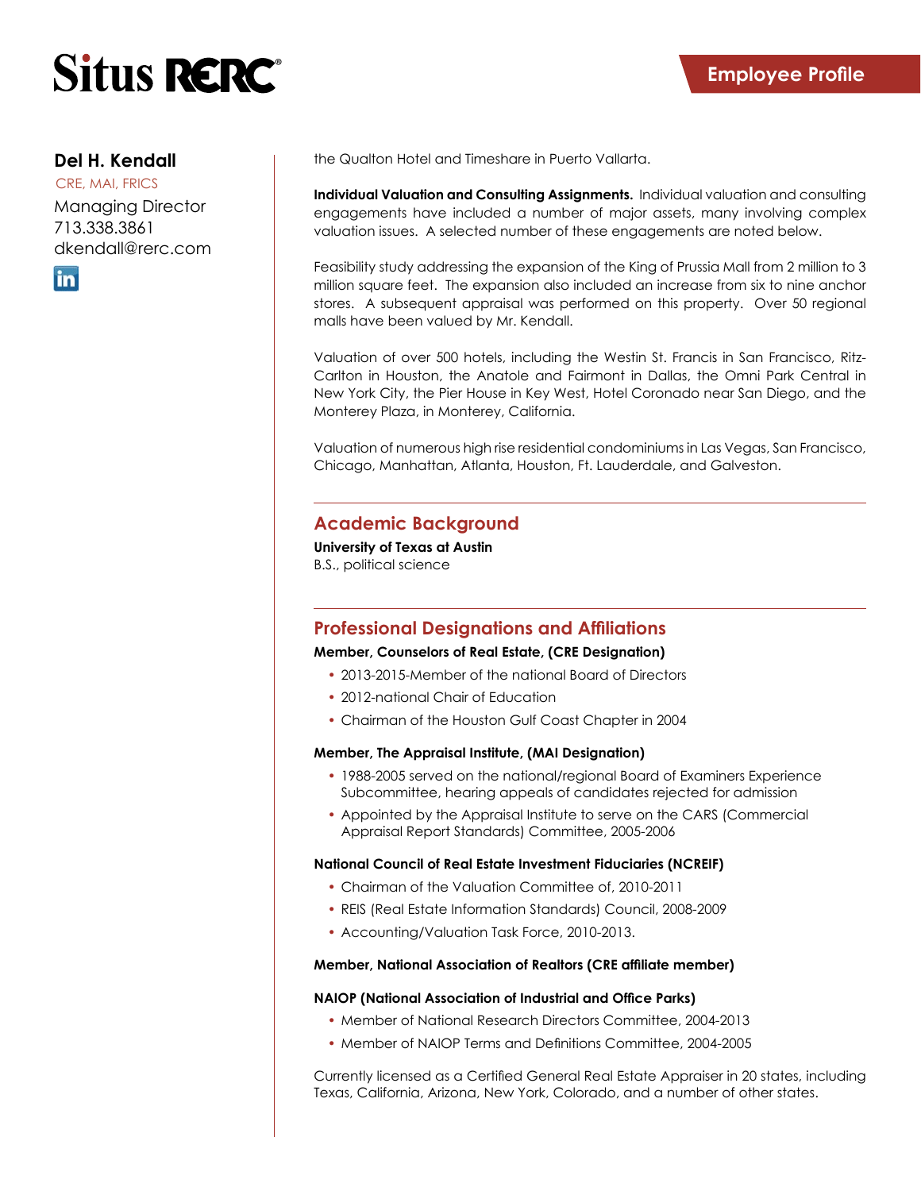Situs RERC

Employee Profile

**Del H. Kendall**

CRE, MAI, FRICS

Managing Director

713.338.3861

dkendall@rerc.com

the Qualton Hotel and Timeshare in Puerto Vallarta.

**Individual Valuation and Consulting Assignments.** Individual valuation and consulting engagements have included a number of major assets, many involving complex valuation issues. A selected number of these engagements are noted below.

Feasibility study addressing the expansion of the King of Prussia Mall from 2 million to 3 million square feet. The expansion also included an increase from six to nine anchor stores. A subsequent appraisal was performed on this property. Over 50 regional malls have been valued by Mr. Kendall.

Valuation of over 500 hotels, including the Westin St. Francis in San Francisco, Ritz-Carlton in Houston, the Anatole and Fairmont in Dallas, the Omni Park Central in New York City, the Pier House in Key West, Hotel Coronado near San Diego, and the Monterey Plaza, in Monterey, California.

Valuation of numerous high rise residential condominiums in Las Vegas, San Francisco, Chicago, Manhattan, Atlanta, Houston, Ft. Lauderdale, and Galveston.

## Academic Background

**University of Texas at Austin**

B.S., political science

## Professional Designations and Affiliations

**Member, Counselors of Real Estate, (CRE Designation)**

- 2013-2015-Member of the national Board of Directors
- 2012-national Chair of Education
- Chairman of the Houston Gulf Coast Chapter in 2004

**Member, The Appraisal Institute, (MAI Designation)**

- 1988-2005 served on the national/regional Board of Examiners Experience Subcommittee, hearing appeals of candidates rejected for admission
- Appointed by the Appraisal Institute to serve on the CARS (Commercial Appraisal Report Standards) Committee, 2005-2006

**National Council of Real Estate Investment Fiduciaries (NCREIF)**

- Chairman of the Valuation Committee of, 2010-2011
- REIS (Real Estate Information Standards) Council, 2008-2009
- Accounting/Valuation Task Force, 2010-2013.

**Member, National Association of Realtors (CRE affiliate member)**

**NAIOP (National Association of Industrial and Office Parks)**

- Member of National Research Directors Committee, 2004-2013
- Member of NAIOP Terms and Definitions Committee, 2004-2005

Currently licensed as a Certified General Real Estate Appraiser in 20 states, including Texas, California, Arizona, New York, Colorado, and a number of other states.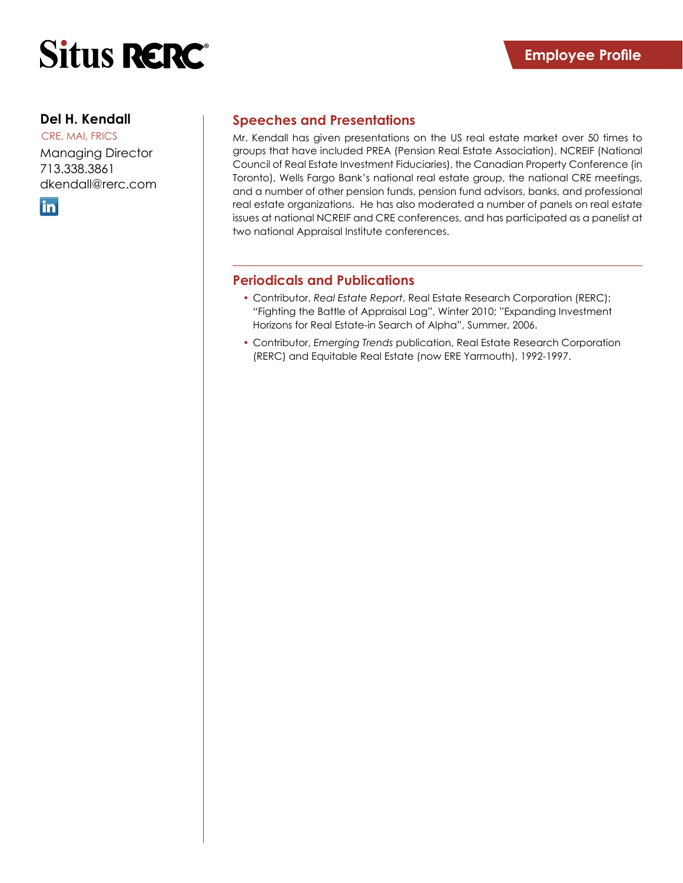Situs RERC

Employee Profile

**Del H. Kendall**

CRE, MAI, FRICS

Managing Director

713.338.3861

dkendall@rerc.com

## Speeches and Presentations

Mr. Kendall has given presentations on the US real estate market over 50 times to groups that have included PREA (Pension Real Estate Association), NCREIF (National Council of Real Estate Investment Fiduciaries), the Canadian Property Conference (in Toronto), Wells Fargo Bank's national real estate group, the national CRE meetings, and a number of other pension funds, pension fund advisors, banks, and professional real estate organizations. He has also moderated a number of panels on real estate issues at national NCREIF and CRE conferences, and has participated as a panelist at two national Appraisal Institute conferences.

## Periodicals and Publications

- Contributor, *Real Estate Report*, Real Estate Research Corporation (RERC); "Fighting the Battle of Appraisal Lag", Winter 2010; "Expanding Investment Horizons for Real Estate-in Search of Alpha", Summer, 2006.
- Contributor, *Emerging Trends* publication, Real Estate Research Corporation (RERC) and Equitable Real Estate (now ERE Yarmouth), 1992-1997.